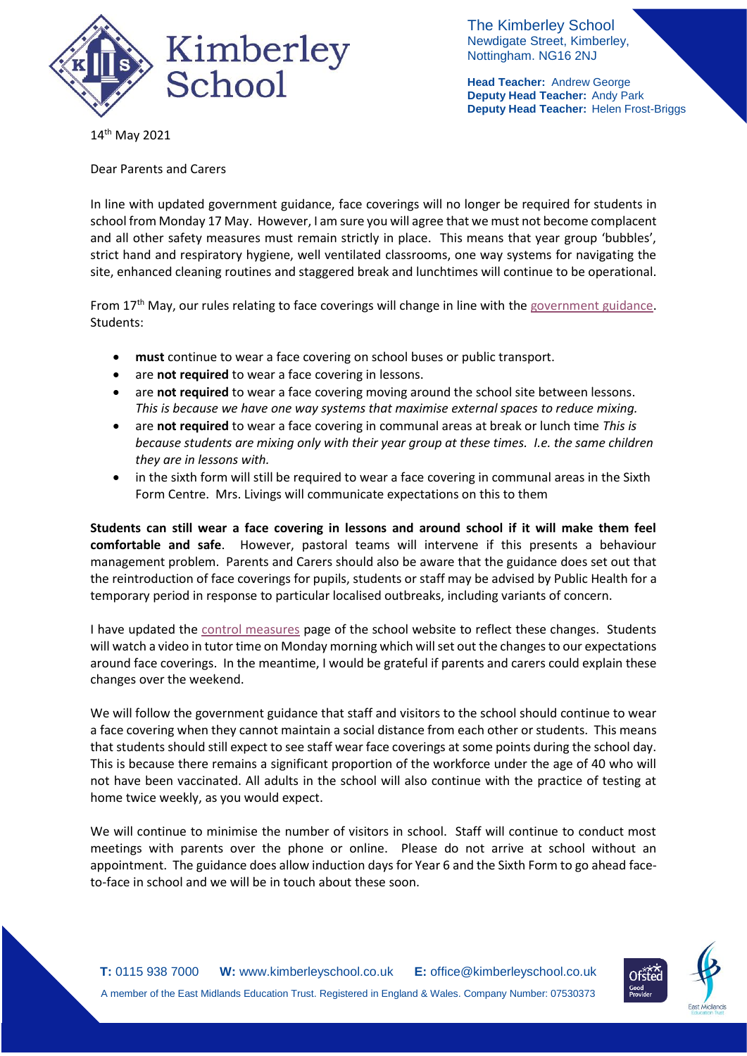The Kimberley School
Newdigate Street, Kimberley,
Nottingham. NG16 2NJ

**Head Teacher:** Andrew George
**Deputy Head Teacher:** Andy Park
**Deputy Head Teacher:** Helen Frost-Briggs

14th May 2021

Dear Parents and Carers

In line with updated government guidance, face coverings will no longer be required for students in school from Monday 17 May. However, I am sure you will agree that we must not become complacent and all other safety measures must remain strictly in place. This means that year group 'bubbles', strict hand and respiratory hygiene, well ventilated classrooms, one way systems for navigating the site, enhanced cleaning routines and staggered break and lunchtimes will continue to be operational.

From 17th May, our rules relating to face coverings will change in line with the government guidance. Students:

- **must** continue to wear a face covering on school buses or public transport.
- are **not required** to wear a face covering in lessons.
- are **not required** to wear a face covering moving around the school site between lessons. *This is because we have one way systems that maximise external spaces to reduce mixing.*
- are **not required** to wear a face covering in communal areas at break or lunch time *This is because students are mixing only with their year group at these times. I.e. the same children they are in lessons with.*
- in the sixth form will still be required to wear a face covering in communal areas in the Sixth Form Centre. Mrs. Livings will communicate expectations on this to them

**Students can still wear a face covering in lessons and around school if it will make them feel comfortable and safe**. However, pastoral teams will intervene if this presents a behaviour management problem. Parents and Carers should also be aware that the guidance does set out that the reintroduction of face coverings for pupils, students or staff may be advised by Public Health for a temporary period in response to particular localised outbreaks, including variants of concern.

I have updated the control measures page of the school website to reflect these changes. Students will watch a video in tutor time on Monday morning which will set out the changes to our expectations around face coverings. In the meantime, I would be grateful if parents and carers could explain these changes over the weekend.

We will follow the government guidance that staff and visitors to the school should continue to wear a face covering when they cannot maintain a social distance from each other or students. This means that students should still expect to see staff wear face coverings at some points during the school day. This is because there remains a significant proportion of the workforce under the age of 40 who will not have been vaccinated. All adults in the school will also continue with the practice of testing at home twice weekly, as you would expect.

We will continue to minimise the number of visitors in school. Staff will continue to conduct most meetings with parents over the phone or online. Please do not arrive at school without an appointment. The guidance does allow induction days for Year 6 and the Sixth Form to go ahead face-to-face in school and we will be in touch about these soon.

**T:** 0115 938 7000 **W:** www.kimberleyschool.co.uk **E:** office@kimberleyschool.co.uk

A member of the East Midlands Education Trust. Registered in England & Wales. Company Number: 07530373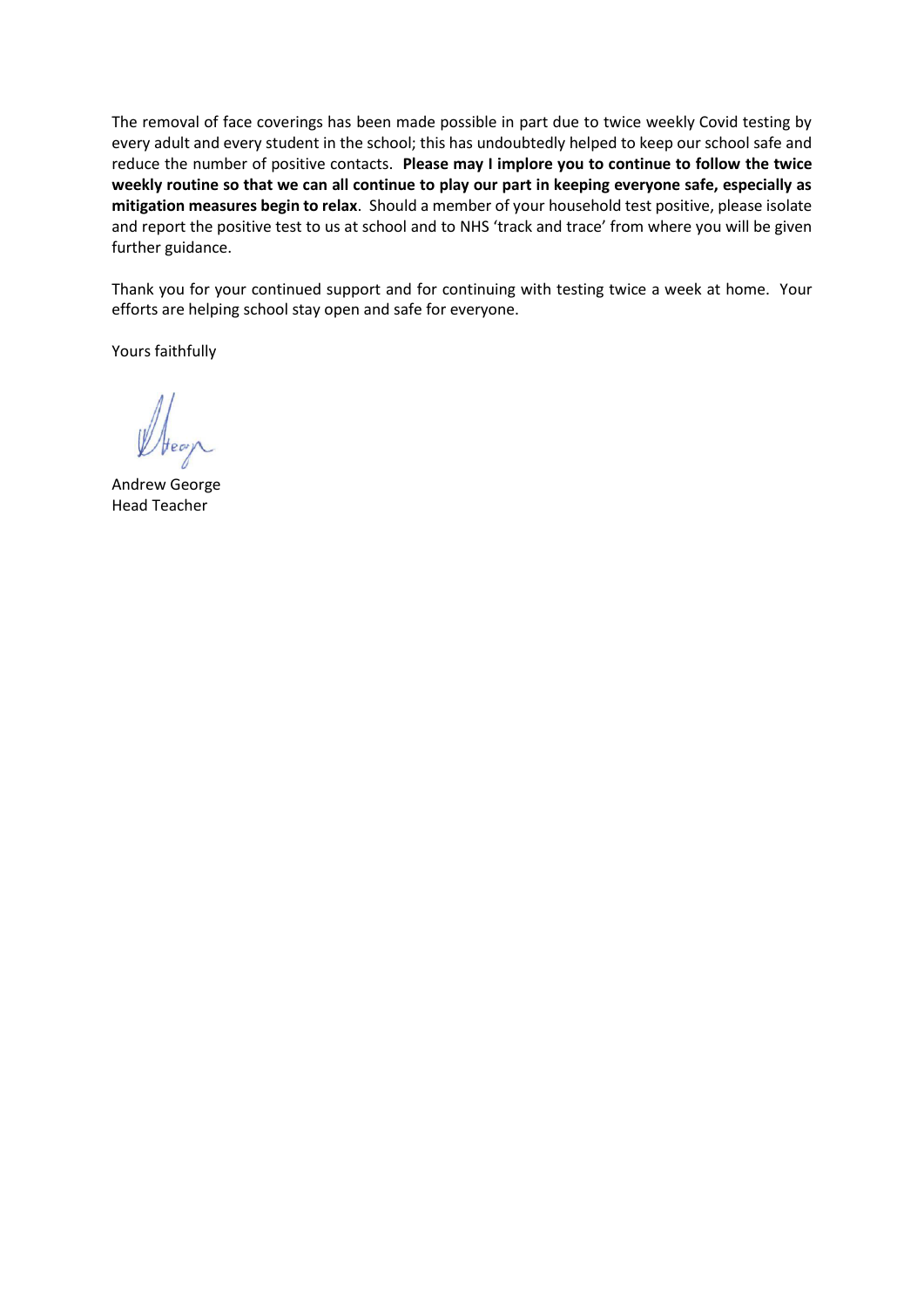The removal of face coverings has been made possible in part due to twice weekly Covid testing by every adult and every student in the school; this has undoubtedly helped to keep our school safe and reduce the number of positive contacts. **Please may I implore you to continue to follow the twice weekly routine so that we can all continue to play our part in keeping everyone safe, especially as mitigation measures begin to relax**. Should a member of your household test positive, please isolate and report the positive test to us at school and to NHS 'track and trace' from where you will be given further guidance.

Thank you for your continued support and for continuing with testing twice a week at home. Your efforts are helping school stay open and safe for everyone.

Yours faithfully

Andrew George
Head Teacher